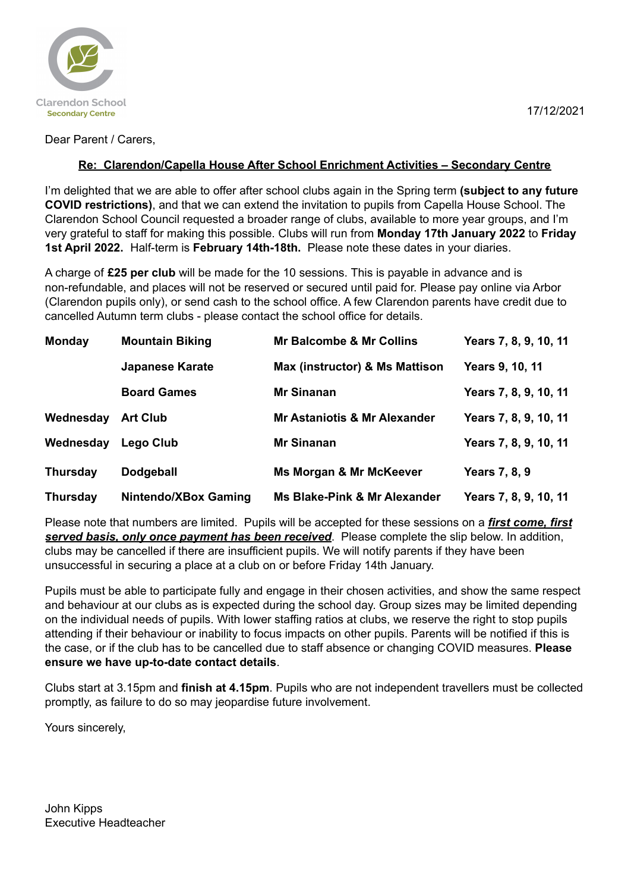Clarendon School
Secondary Centre

17/12/2021

Dear Parent / Carers,

**Re: Clarendon/Capella House After School Enrichment Activities – Secondary Centre**

I'm delighted that we are able to offer after school clubs again in the Spring term **(subject to any future COVID restrictions)**, and that we can extend the invitation to pupils from Capella House School. The Clarendon School Council requested a broader range of clubs, available to more year groups, and I'm very grateful to staff for making this possible. Clubs will run from **Monday 17th January 2022** to **Friday 1st April 2022.** Half-term is **February 14th-18th.** Please note these dates in your diaries.

A charge of **£25 per club** will be made for the 10 sessions. This is payable in advance and is non-refundable, and places will not be reserved or secured until paid for. Please pay online via Arbor (Clarendon pupils only), or send cash to the school office. A few Clarendon parents have credit due to cancelled Autumn term clubs - please contact the school office for details.

| | | | |
|---|---|---|---|
| **Monday** | **Mountain Biking** | **Mr Balcombe & Mr Collins** | **Years 7, 8, 9, 10, 11** |
| | **Japanese Karate** | **Max (instructor) & Ms Mattison** | **Years 9, 10, 11** |
| | **Board Games** | **Mr Sinanan** | **Years 7, 8, 9, 10, 11** |
| **Wednesday** | **Art Club** | **Mr Astaniotis & Mr Alexander** | **Years 7, 8, 9, 10, 11** |
| **Wednesday** | **Lego Club** | **Mr Sinanan** | **Years 7, 8, 9, 10, 11** |
| **Thursday** | **Dodgeball** | **Ms Morgan & Mr McKeever** | **Years 7, 8, 9** |
| **Thursday** | **Nintendo/XBox Gaming** | **Ms Blake-Pink & Mr Alexander** | **Years 7, 8, 9, 10, 11** |

Please note that numbers are limited. Pupils will be accepted for these sessions on a ***first come, first served basis, only once payment has been received***. Please complete the slip below. In addition, clubs may be cancelled if there are insufficient pupils. We will notify parents if they have been unsuccessful in securing a place at a club on or before Friday 14th January.

Pupils must be able to participate fully and engage in their chosen activities, and show the same respect and behaviour at our clubs as is expected during the school day. Group sizes may be limited depending on the individual needs of pupils. With lower staffing ratios at clubs, we reserve the right to stop pupils attending if their behaviour or inability to focus impacts on other pupils. Parents will be notified if this is the case, or if the club has to be cancelled due to staff absence or changing COVID measures. **Please ensure we have up-to-date contact details**.

Clubs start at 3.15pm and **finish at 4.15pm**. Pupils who are not independent travellers must be collected promptly, as failure to do so may jeopardise future involvement.

Yours sincerely,

John Kipps
Executive Headteacher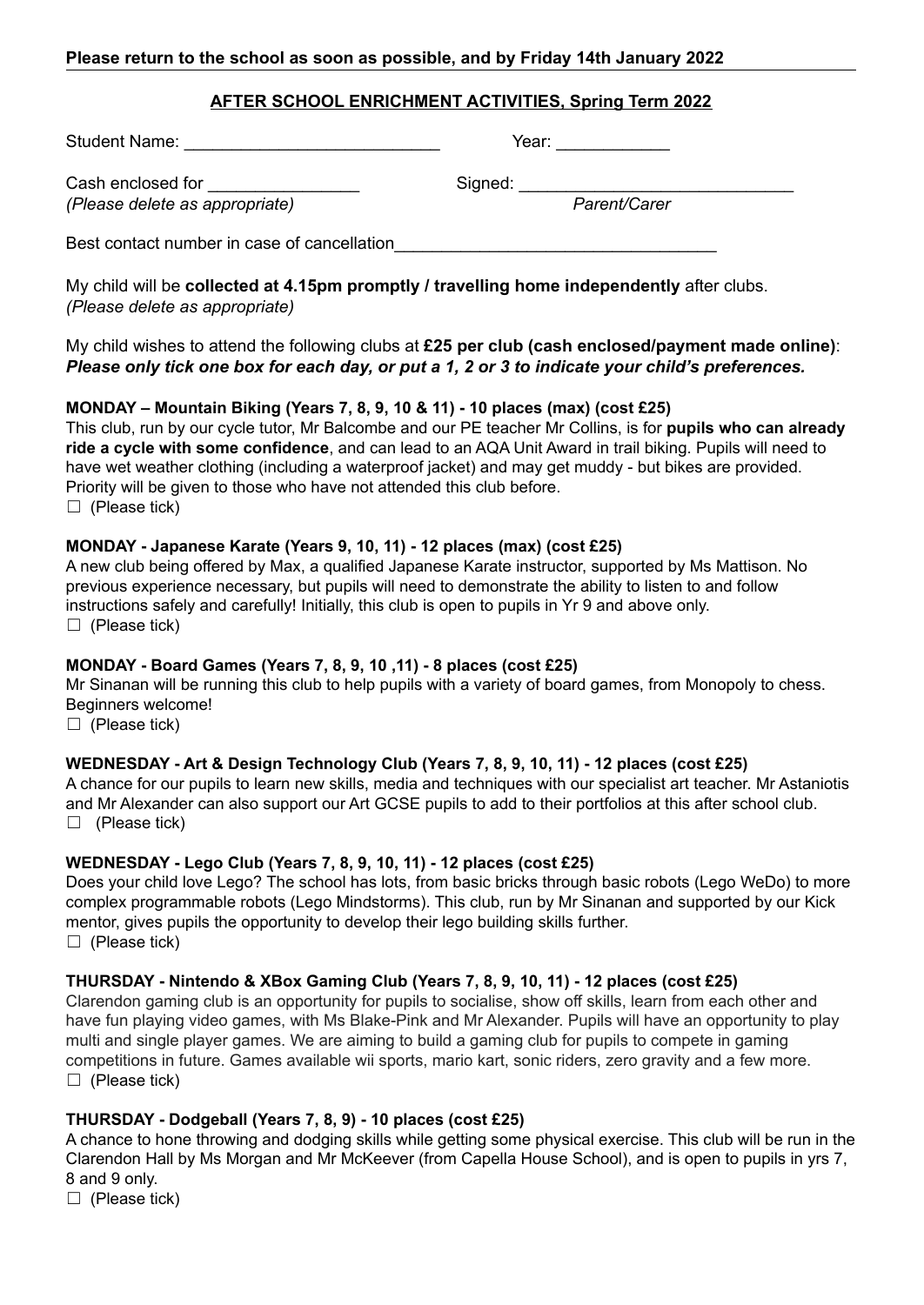**Please return to the school as soon as possible, and by Friday 14th January 2022**

## AFTER SCHOOL ENRICHMENT ACTIVITIES, Spring Term 2022

Student Name: ___________________________ Year: ____________

Cash enclosed for ________________ Signed: _____________________________
*(Please delete as appropriate)* *Parent/Carer*

Best contact number in case of cancellation_________________________________

My child will be **collected at 4.15pm promptly / travelling home independently** after clubs.
*(Please delete as appropriate)*

My child wishes to attend the following clubs at **£25 per club (cash enclosed/payment made online)**:
***Please only tick one box for each day, or put a 1, 2 or 3 to indicate your child's preferences.***

**MONDAY – Mountain Biking (Years 7, 8, 9, 10 & 11) - 10 places (max) (cost £25)**
This club, run by our cycle tutor, Mr Balcombe and our PE teacher Mr Collins, is for **pupils who can already ride a cycle with some confidence**, and can lead to an AQA Unit Award in trail biking. Pupils will need to have wet weather clothing (including a waterproof jacket) and may get muddy - but bikes are provided. Priority will be given to those who have not attended this club before.
☐ (Please tick)

**MONDAY - Japanese Karate (Years 9, 10, 11) - 12 places (max) (cost £25)**
A new club being offered by Max, a qualified Japanese Karate instructor, supported by Ms Mattison. No previous experience necessary, but pupils will need to demonstrate the ability to listen to and follow instructions safely and carefully! Initially, this club is open to pupils in Yr 9 and above only.
☐ (Please tick)

**MONDAY - Board Games (Years 7, 8, 9, 10 ,11) - 8 places (cost £25)**
Mr Sinanan will be running this club to help pupils with a variety of board games, from Monopoly to chess. Beginners welcome!
☐ (Please tick)

**WEDNESDAY - Art & Design Technology Club (Years 7, 8, 9, 10, 11) - 12 places (cost £25)**
A chance for our pupils to learn new skills, media and techniques with our specialist art teacher. Mr Astaniotis and Mr Alexander can also support our Art GCSE pupils to add to their portfolios at this after school club.
☐ (Please tick)

**WEDNESDAY - Lego Club (Years 7, 8, 9, 10, 11) - 12 places (cost £25)**
Does your child love Lego? The school has lots, from basic bricks through basic robots (Lego WeDo) to more complex programmable robots (Lego Mindstorms). This club, run by Mr Sinanan and supported by our Kick mentor, gives pupils the opportunity to develop their lego building skills further.
☐ (Please tick)

**THURSDAY - Nintendo & XBox Gaming Club (Years 7, 8, 9, 10, 11) - 12 places (cost £25)**
Clarendon gaming club is an opportunity for pupils to socialise, show off skills, learn from each other and have fun playing video games, with Ms Blake-Pink and Mr Alexander. Pupils will have an opportunity to play multi and single player games. We are aiming to build a gaming club for pupils to compete in gaming competitions in future. Games available wii sports, mario kart, sonic riders, zero gravity and a few more.
☐ (Please tick)

**THURSDAY - Dodgeball (Years 7, 8, 9) - 10 places (cost £25)**
A chance to hone throwing and dodging skills while getting some physical exercise. This club will be run in the Clarendon Hall by Ms Morgan and Mr McKeever (from Capella House School), and is open to pupils in yrs 7, 8 and 9 only.
☐ (Please tick)